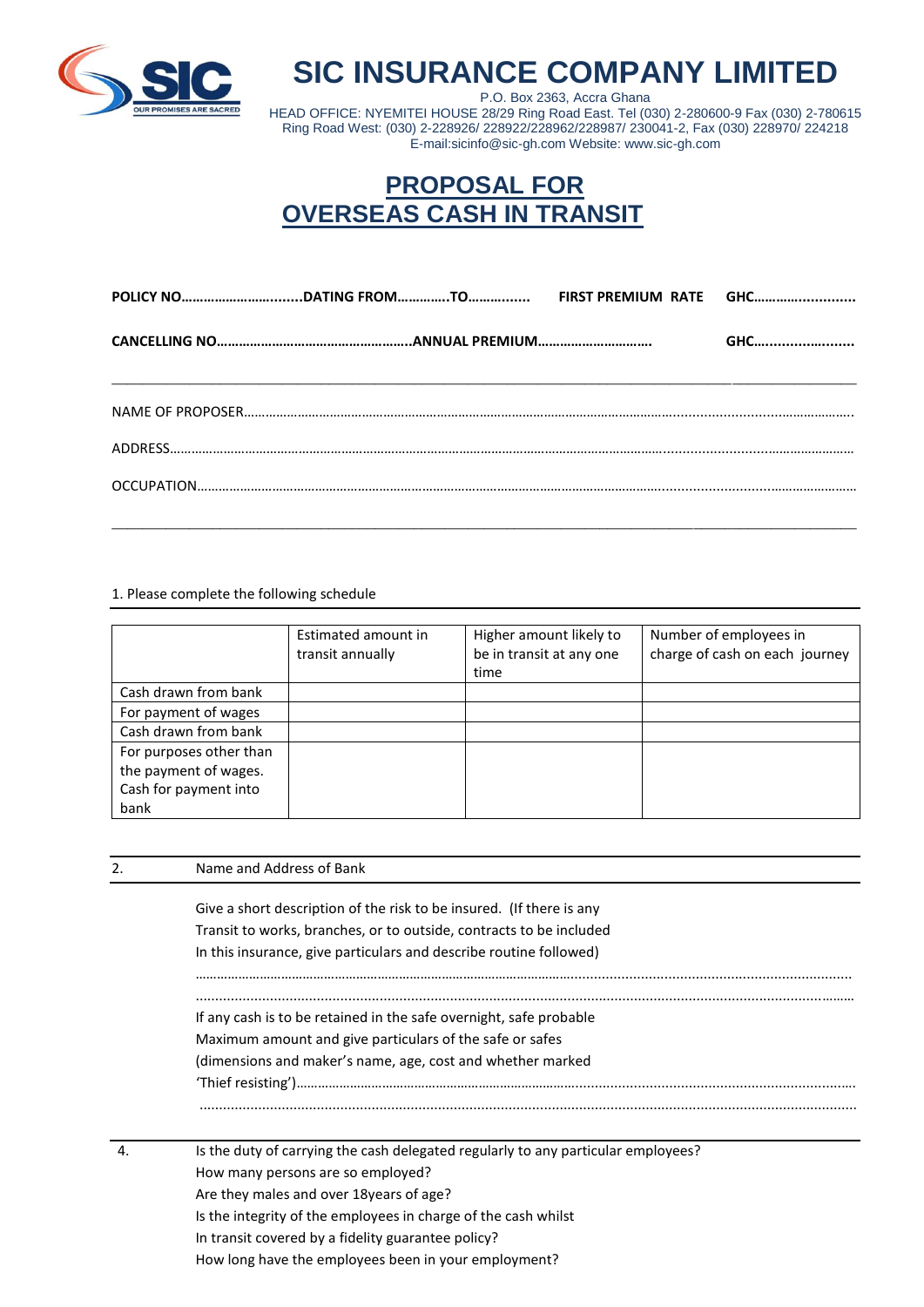# SIC INSURANCE COMPANY LIMITED

P.O. Box 2363, Accra Ghana
HEAD OFFICE: NYEMITEI HOUSE 28/29 Ring Road East. Tel (030) 2-280600-9 Fax (030) 2-780615
Ring Road West: (030) 2-228926/ 228922/228962/228987/ 230041-2, Fax (030) 228970/ 224218
E-mail:sicinfo@sic-gh.com Website: www.sic-gh.com

## PROPOSAL FOR OVERSEAS CASH IN TRANSIT

**POLICY NO…………………….........DATING FROM………….TO…………...   FIRST PREMIUM RATE   GHC……….................**

**CANCELLING NO……………………………………………ANNUAL PREMIUM…………………………   GHC…..................**

---

NAME OF PROPOSER……………………………………………………………………………………………………………………………………

ADDRESS……………………………………………………………………………………………………………………………………………………

OCCUPATION………………………………………………………………………………………………………………………………………………

---

1. Please complete the following schedule

| | Estimated amount in transit annually | Higher amount likely to be in transit at any one time | Number of employees in charge of cash on each journey |
|---|---|---|---|
| Cash drawn from bank | | | |
| For payment of wages | | | |
| Cash drawn from bank | | | |
| For purposes other than the payment of wages. Cash for payment into bank | | | |

2. Name and Address of Bank

Give a short description of the risk to be insured. (If there is any Transit to works, branches, or to outside, contracts to be included In this insurance, give particulars and describe routine followed)

……………………………………………………………………………………………………………………………………………………………

……………………………………………………………………………………………………………………………………………………………

If any cash is to be retained in the safe overnight, safe probable Maximum amount and give particulars of the safe or safes (dimensions and maker's name, age, cost and whether marked 'Thief resisting')……………………………………………………………………………………………………

……………………………………………………………………………………………………………………………………………………………

4. Is the duty of carrying the cash delegated regularly to any particular employees?
How many persons are so employed?
Are they males and over 18years of age?
Is the integrity of the employees in charge of the cash whilst
In transit covered by a fidelity guarantee policy?
How long have the employees been in your employment?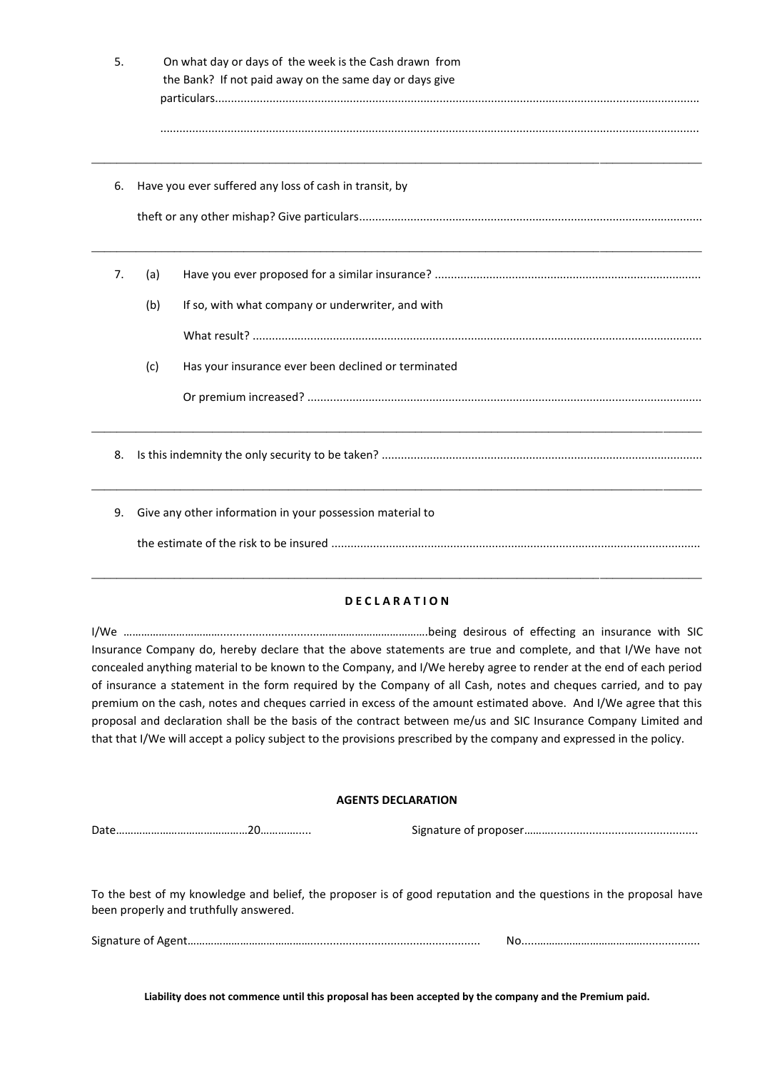5. On what day or days of the week is the Cash drawn from the Bank? If not paid away on the same day or days give particulars.....................................................................................................................................................

.....................................................................................................................................................................

---

6. Have you ever suffered any loss of cash in transit, by

   theft or any other mishap? Give particulars.........................................................................................................

---

7. (a) Have you ever proposed for a similar insurance? ..................................................................................

   (b) If so, with what company or underwriter, and with

   What result? ..........................................................................................................................................

   (c) Has your insurance ever been declined or terminated

   Or premium increased? ..........................................................................................................................

---

8. Is this indemnity the only security to be taken? ...................................................................................................

---

9. Give any other information in your possession material to

   the estimate of the risk to be insured ..................................................................................................................

---

**D E C L A R A T I O N**

I/We ……………………………...............................………………………………being desirous of effecting an insurance with SIC Insurance Company do, hereby declare that the above statements are true and complete, and that I/We have not concealed anything material to be known to the Company, and I/We hereby agree to render at the end of each period of insurance a statement in the form required by the Company of all Cash, notes and cheques carried, and to pay premium on the cash, notes and cheques carried in excess of the amount estimated above. And I/We agree that this proposal and declaration shall be the basis of the contract between me/us and SIC Insurance Company Limited and that that I/We will accept a policy subject to the provisions prescribed by the company and expressed in the policy.

**AGENTS DECLARATION**

Date………………………………………20……………..  Signature of proposer…………...........................................

To the best of my knowledge and belief, the proposer is of good reputation and the questions in the proposal have been properly and truthfully answered.

Signature of Agent……………………………………….................................................  No..........………………………………..............

**Liability does not commence until this proposal has been accepted by the company and the Premium paid.**